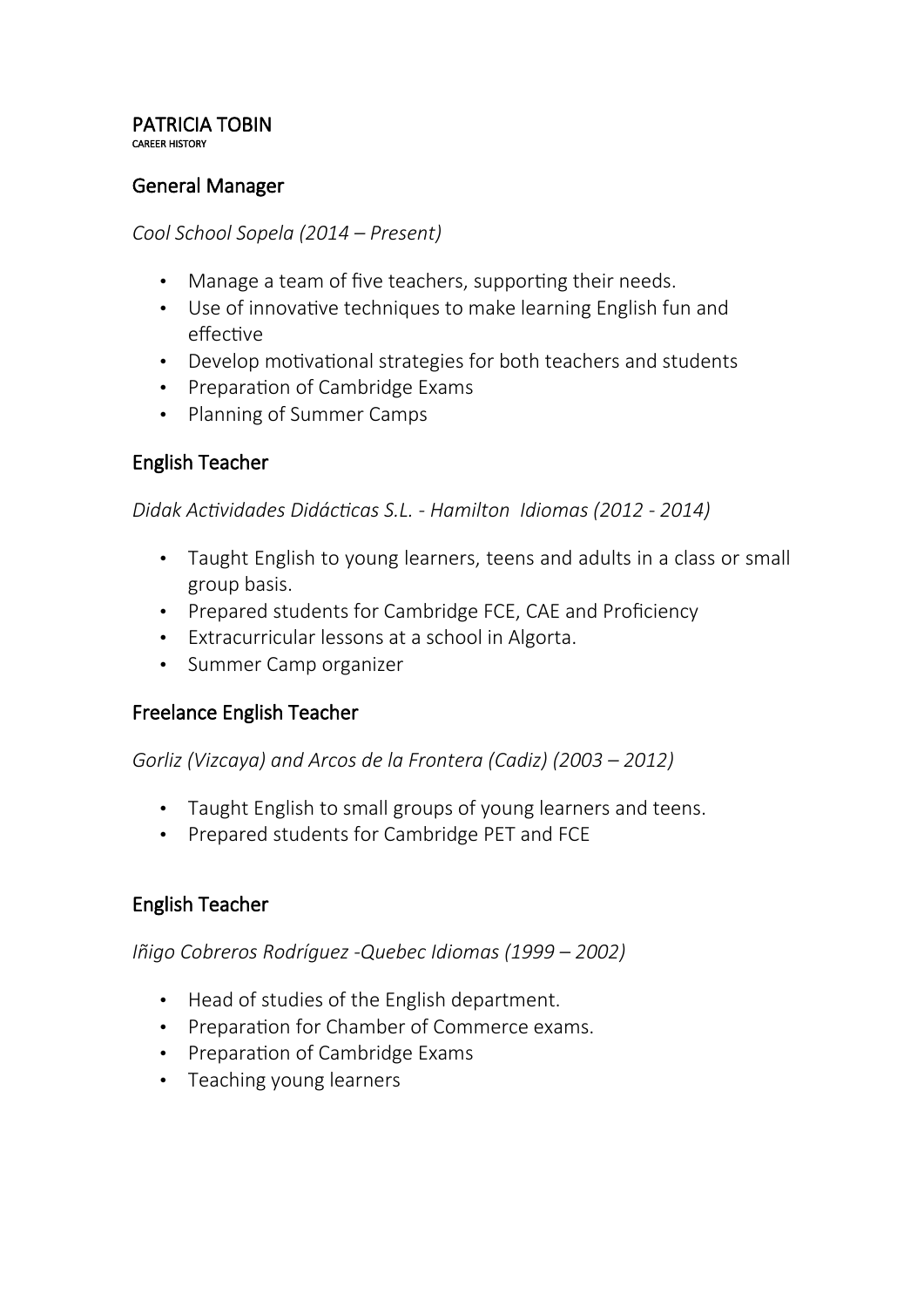# PATRICIA TOBIN

CAREER HISTORY

## General Manager

*Cool School Sopela (2014 – Present)*

- Manage a team of five teachers, supporting their needs.
- Use of innovative techniques to make learning English fun and effective
- Develop motivational strategies for both teachers and students
- Preparation of Cambridge Exams
- Planning of Summer Camps

## English Teacher

*Didak Actividades Didácticas S.L. - Hamilton Idiomas (2012 - 2014)*

- Taught English to young learners, teens and adults in a class or small group basis.
- Prepared students for Cambridge FCE, CAE and Proficiency
- Extracurricular lessons at a school in Algorta.
- Summer Camp organizer

## Freelance English Teacher

*Gorliz (Vizcaya) and Arcos de la Frontera (Cadiz) (2003 – 2012)*

- Taught English to small groups of young learners and teens.
- Prepared students for Cambridge PET and FCE

## English Teacher

*Iñigo Cobreros Rodríguez -Quebec Idiomas (1999 – 2002)*

- Head of studies of the English department.
- Preparation for Chamber of Commerce exams.
- Preparation of Cambridge Exams
- Teaching young learners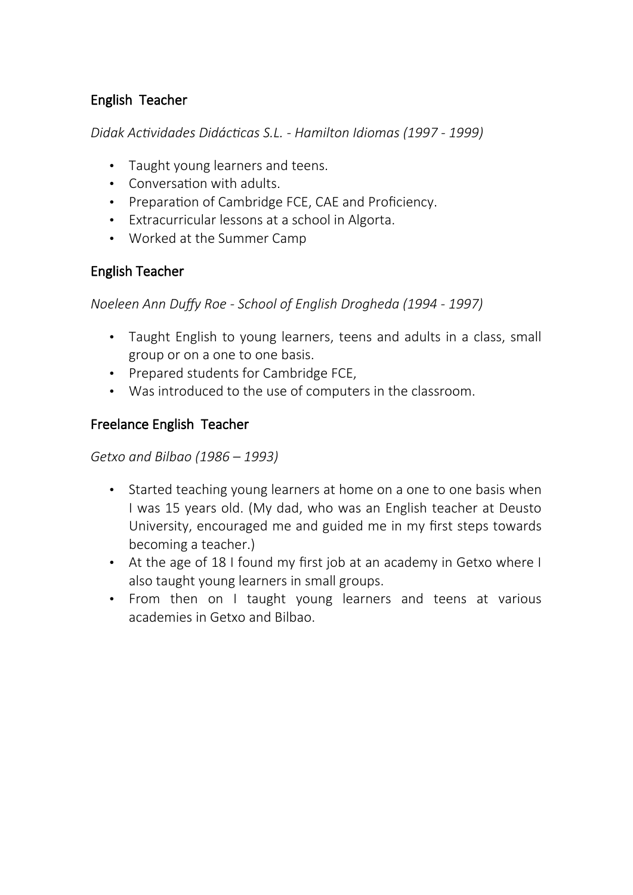## English Teacher

*Didak Actividades Didácticas S.L. - Hamilton Idiomas (1997 - 1999)*

- Taught young learners and teens.
- Conversation with adults.
- Preparation of Cambridge FCE, CAE and Proficiency.
- Extracurricular lessons at a school in Algorta.
- Worked at the Summer Camp

## English Teacher

*Noeleen Ann Duffy Roe - School of English Drogheda (1994 - 1997)*

- Taught English to young learners, teens and adults in a class, small group or on a one to one basis.
- Prepared students for Cambridge FCE,
- Was introduced to the use of computers in the classroom.

## Freelance English Teacher

*Getxo and Bilbao (1986 – 1993)*

- Started teaching young learners at home on a one to one basis when I was 15 years old. (My dad, who was an English teacher at Deusto University, encouraged me and guided me in my first steps towards becoming a teacher.)
- At the age of 18 I found my first job at an academy in Getxo where I also taught young learners in small groups.
- From then on I taught young learners and teens at various academies in Getxo and Bilbao.